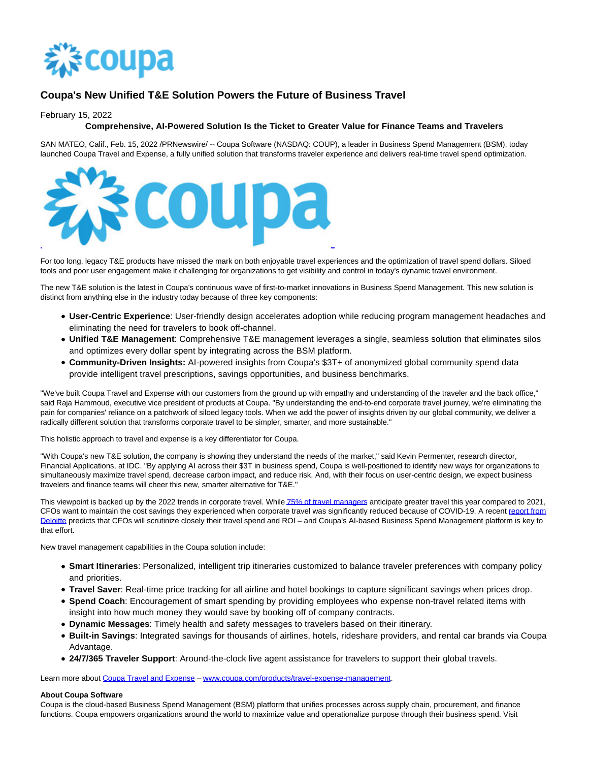# Coupa's New Unified T&E Solution Powers the Future of Business Travel

February 15, 2022

**Comprehensive, AI-Powered Solution Is the Ticket to Greater Value for Finance Teams and Travelers**

SAN MATEO, Calif., Feb. 15, 2022 /PRNewswire/ -- Coupa Software (NASDAQ: COUP), a leader in Business Spend Management (BSM), today launched Coupa Travel and Expense, a fully unified solution that transforms traveler experience and delivers real-time travel spend optimization.

For too long, legacy T&E products have missed the mark on both enjoyable travel experiences and the optimization of travel spend dollars. Siloed tools and poor user engagement make it challenging for organizations to get visibility and control in today's dynamic travel environment.

The new T&E solution is the latest in Coupa's continuous wave of first-to-market innovations in Business Spend Management. This new solution is distinct from anything else in the industry today because of three key components:

- **User-Centric Experience**: User-friendly design accelerates adoption while reducing program management headaches and eliminating the need for travelers to book off-channel.
- **Unified T&E Management**: Comprehensive T&E management leverages a single, seamless solution that eliminates silos and optimizes every dollar spent by integrating across the BSM platform.
- **Community-Driven Insights:** AI-powered insights from Coupa's $3T+ of anonymized global community spend data provide intelligent travel prescriptions, savings opportunities, and business benchmarks.

"We've built Coupa Travel and Expense with our customers from the ground up with empathy and understanding of the traveler and the back office," said Raja Hammoud, executive vice president of products at Coupa. "By understanding the end-to-end corporate travel journey, we're eliminating the pain for companies' reliance on a patchwork of siloed legacy tools. When we add the power of insights driven by our global community, we deliver a radically different solution that transforms corporate travel to be simpler, smarter, and more sustainable."

This holistic approach to travel and expense is a key differentiator for Coupa.

"With Coupa's new T&E solution, the company is showing they understand the needs of the market," said Kevin Permenter, research director, Financial Applications, at IDC. "By applying AI across their $3T in business spend, Coupa is well-positioned to identify new ways for organizations to simultaneously maximize travel spend, decrease carbon impact, and reduce risk. And, with their focus on user-centric design, we expect business travelers and finance teams will cheer this new, smarter alternative for T&E."

This viewpoint is backed up by the 2022 trends in corporate travel. While 75% of travel managers anticipate greater travel this year compared to 2021, CFOs want to maintain the cost savings they experienced when corporate travel was significantly reduced because of COVID-19. A recent report from Deloitte predicts that CFOs will scrutinize closely their travel spend and ROI – and Coupa's AI-based Business Spend Management platform is key to that effort.

New travel management capabilities in the Coupa solution include:

- **Smart Itineraries**: Personalized, intelligent trip itineraries customized to balance traveler preferences with company policy and priorities.
- **Travel Saver**: Real-time price tracking for all airline and hotel bookings to capture significant savings when prices drop.
- **Spend Coach**: Encouragement of smart spending by providing employees who expense non-travel related items with insight into how much money they would save by booking off of company contracts.
- **Dynamic Messages**: Timely health and safety messages to travelers based on their itinerary.
- **Built-in Savings**: Integrated savings for thousands of airlines, hotels, rideshare providers, and rental car brands via Coupa Advantage.
- **24/7/365 Traveler Support**: Around-the-clock live agent assistance for travelers to support their global travels.

Learn more about Coupa Travel and Expense – www.coupa.com/products/travel-expense-management.

**About Coupa Software**
Coupa is the cloud-based Business Spend Management (BSM) platform that unifies processes across supply chain, procurement, and finance functions. Coupa empowers organizations around the world to maximize value and operationalize purpose through their business spend. Visit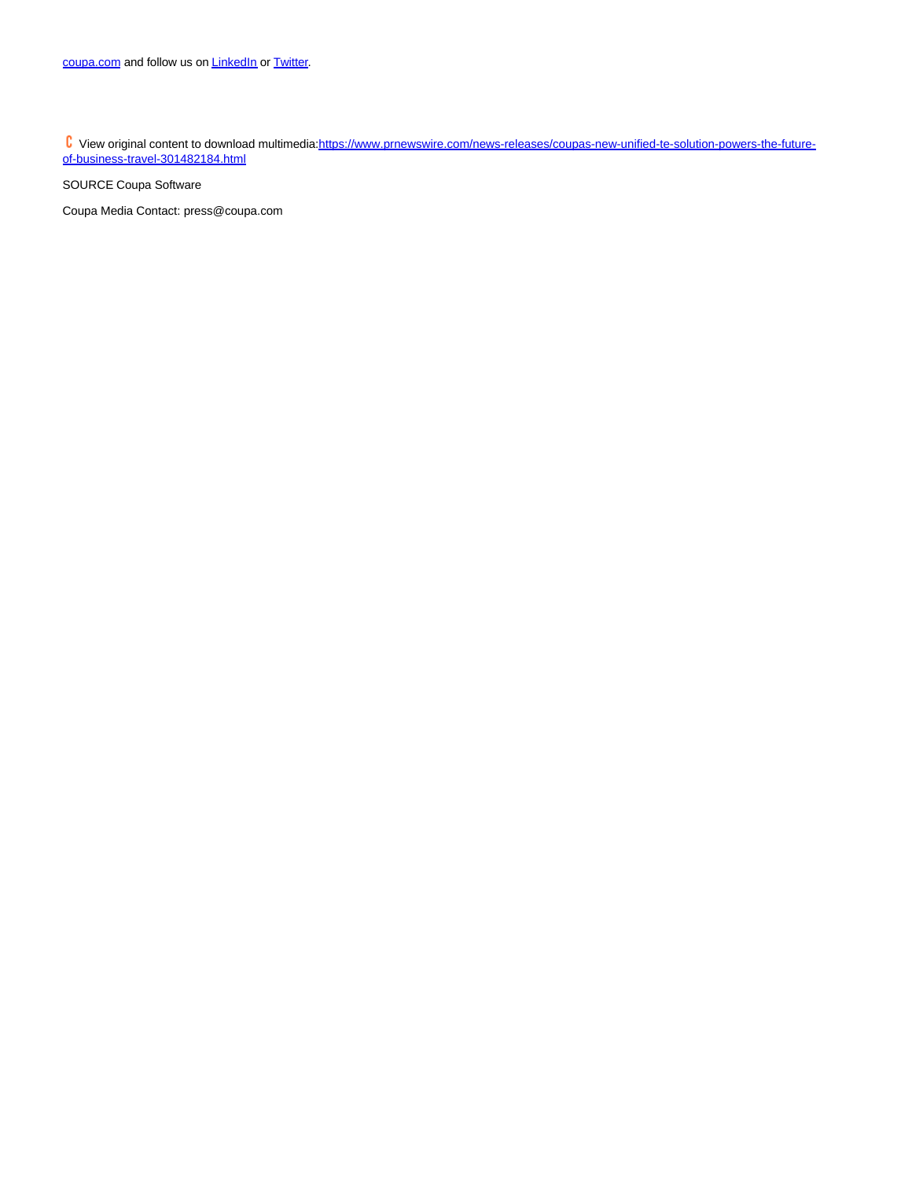coupa.com and follow us on LinkedIn or Twitter.

View original content to download multimedia:https://www.prnewswire.com/news-releases/coupas-new-unified-te-solution-powers-the-future-of-business-travel-301482184.html

SOURCE Coupa Software

Coupa Media Contact: press@coupa.com